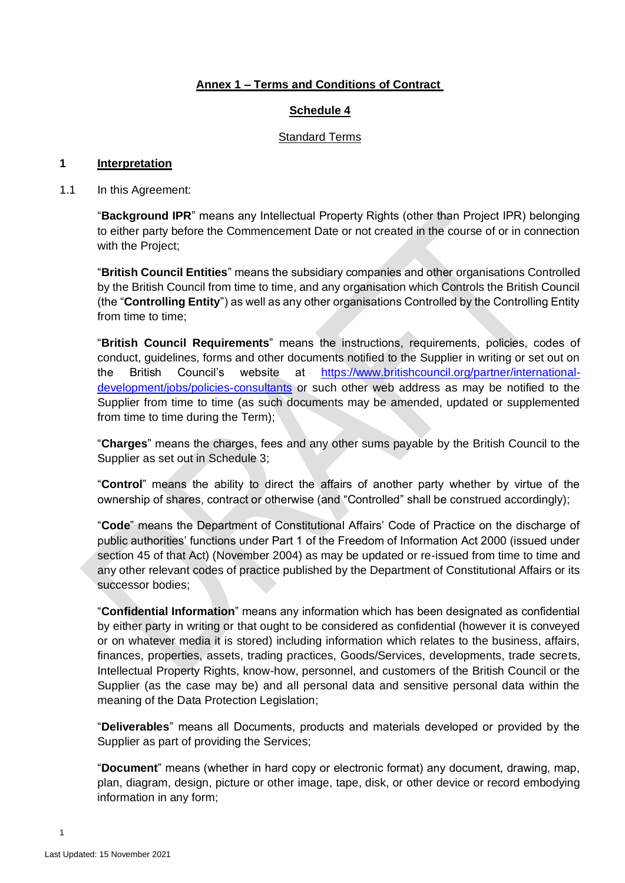**Annex 1 – Terms and Conditions of Contract**

**Schedule 4**

Standard Terms

## 1 Interpretation

1.1 In this Agreement:

"**Background IPR**" means any Intellectual Property Rights (other than Project IPR) belonging to either party before the Commencement Date or not created in the course of or in connection with the Project;

"**British Council Entities**" means the subsidiary companies and other organisations Controlled by the British Council from time to time, and any organisation which Controls the British Council (the "**Controlling Entity**") as well as any other organisations Controlled by the Controlling Entity from time to time;

"**British Council Requirements**" means the instructions, requirements, policies, codes of conduct, guidelines, forms and other documents notified to the Supplier in writing or set out on the British Council's website at https://www.britishcouncil.org/partner/international-development/jobs/policies-consultants or such other web address as may be notified to the Supplier from time to time (as such documents may be amended, updated or supplemented from time to time during the Term);

"**Charges**" means the charges, fees and any other sums payable by the British Council to the Supplier as set out in Schedule 3;

"**Control**" means the ability to direct the affairs of another party whether by virtue of the ownership of shares, contract or otherwise (and "Controlled" shall be construed accordingly);

"**Code**" means the Department of Constitutional Affairs' Code of Practice on the discharge of public authorities' functions under Part 1 of the Freedom of Information Act 2000 (issued under section 45 of that Act) (November 2004) as may be updated or re-issued from time to time and any other relevant codes of practice published by the Department of Constitutional Affairs or its successor bodies;

"**Confidential Information**" means any information which has been designated as confidential by either party in writing or that ought to be considered as confidential (however it is conveyed or on whatever media it is stored) including information which relates to the business, affairs, finances, properties, assets, trading practices, Goods/Services, developments, trade secrets, Intellectual Property Rights, know-how, personnel, and customers of the British Council or the Supplier (as the case may be) and all personal data and sensitive personal data within the meaning of the Data Protection Legislation;

"**Deliverables**" means all Documents, products and materials developed or provided by the Supplier as part of providing the Services;

"**Document**" means (whether in hard copy or electronic format) any document, drawing, map, plan, diagram, design, picture or other image, tape, disk, or other device or record embodying information in any form;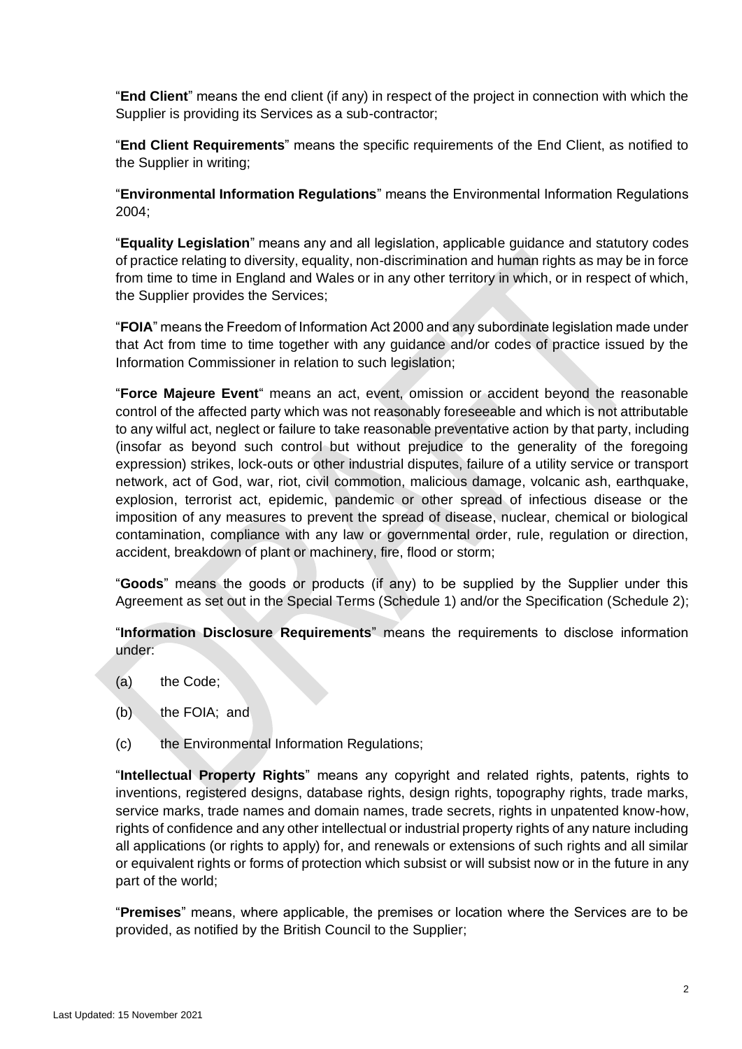"**End Client**" means the end client (if any) in respect of the project in connection with which the Supplier is providing its Services as a sub-contractor;

"**End Client Requirements**" means the specific requirements of the End Client, as notified to the Supplier in writing;

"**Environmental Information Regulations**" means the Environmental Information Regulations 2004;

"**Equality Legislation**" means any and all legislation, applicable guidance and statutory codes of practice relating to diversity, equality, non-discrimination and human rights as may be in force from time to time in England and Wales or in any other territory in which, or in respect of which, the Supplier provides the Services;

"**FOIA**" means the Freedom of Information Act 2000 and any subordinate legislation made under that Act from time to time together with any guidance and/or codes of practice issued by the Information Commissioner in relation to such legislation;

"**Force Majeure Event**" means an act, event, omission or accident beyond the reasonable control of the affected party which was not reasonably foreseeable and which is not attributable to any wilful act, neglect or failure to take reasonable preventative action by that party, including (insofar as beyond such control but without prejudice to the generality of the foregoing expression) strikes, lock-outs or other industrial disputes, failure of a utility service or transport network, act of God, war, riot, civil commotion, malicious damage, volcanic ash, earthquake, explosion, terrorist act, epidemic, pandemic or other spread of infectious disease or the imposition of any measures to prevent the spread of disease, nuclear, chemical or biological contamination, compliance with any law or governmental order, rule, regulation or direction, accident, breakdown of plant or machinery, fire, flood or storm;

"**Goods**" means the goods or products (if any) to be supplied by the Supplier under this Agreement as set out in the Special Terms (Schedule 1) and/or the Specification (Schedule 2);

"**Information Disclosure Requirements**" means the requirements to disclose information under:

(a) the Code;

(b) the FOIA; and

(c) the Environmental Information Regulations;

"**Intellectual Property Rights**" means any copyright and related rights, patents, rights to inventions, registered designs, database rights, design rights, topography rights, trade marks, service marks, trade names and domain names, trade secrets, rights in unpatented know-how, rights of confidence and any other intellectual or industrial property rights of any nature including all applications (or rights to apply) for, and renewals or extensions of such rights and all similar or equivalent rights or forms of protection which subsist or will subsist now or in the future in any part of the world;

"**Premises**" means, where applicable, the premises or location where the Services are to be provided, as notified by the British Council to the Supplier;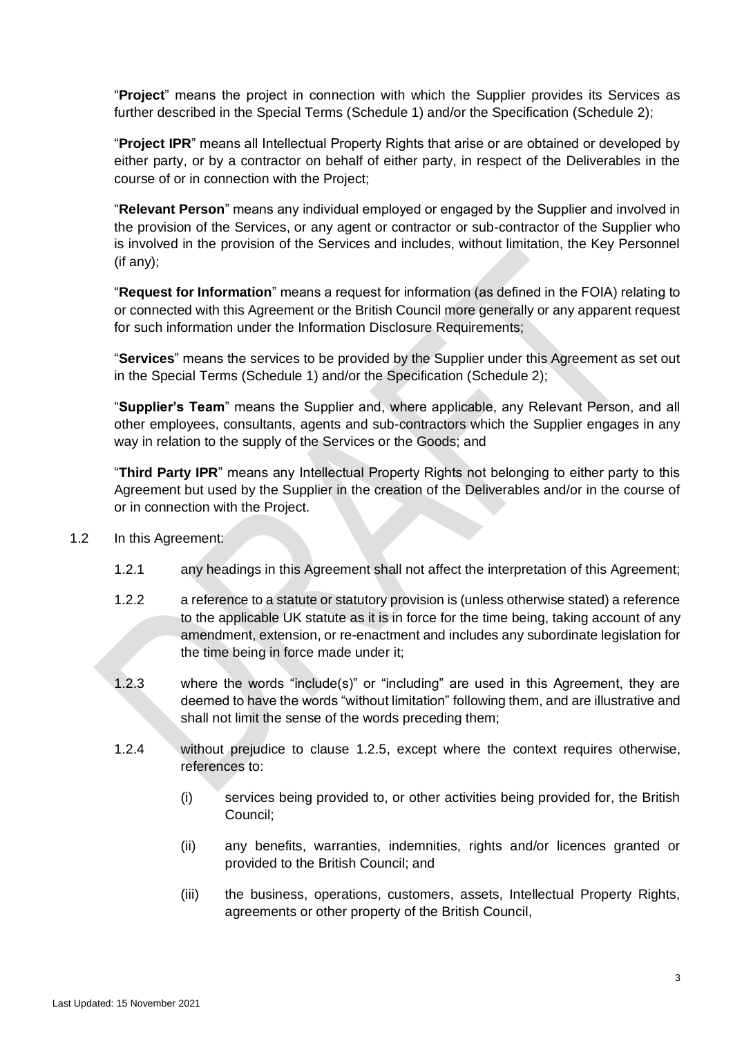"**Project**" means the project in connection with which the Supplier provides its Services as further described in the Special Terms (Schedule 1) and/or the Specification (Schedule 2);

"**Project IPR**" means all Intellectual Property Rights that arise or are obtained or developed by either party, or by a contractor on behalf of either party, in respect of the Deliverables in the course of or in connection with the Project;

"**Relevant Person**" means any individual employed or engaged by the Supplier and involved in the provision of the Services, or any agent or contractor or sub-contractor of the Supplier who is involved in the provision of the Services and includes, without limitation, the Key Personnel (if any);

"**Request for Information**" means a request for information (as defined in the FOIA) relating to or connected with this Agreement or the British Council more generally or any apparent request for such information under the Information Disclosure Requirements;

"**Services**" means the services to be provided by the Supplier under this Agreement as set out in the Special Terms (Schedule 1) and/or the Specification (Schedule 2);

"**Supplier's Team**" means the Supplier and, where applicable, any Relevant Person, and all other employees, consultants, agents and sub-contractors which the Supplier engages in any way in relation to the supply of the Services or the Goods; and

"**Third Party IPR**" means any Intellectual Property Rights not belonging to either party to this Agreement but used by the Supplier in the creation of the Deliverables and/or in the course of or in connection with the Project.

1.2 In this Agreement:

1.2.1 any headings in this Agreement shall not affect the interpretation of this Agreement;

1.2.2 a reference to a statute or statutory provision is (unless otherwise stated) a reference to the applicable UK statute as it is in force for the time being, taking account of any amendment, extension, or re-enactment and includes any subordinate legislation for the time being in force made under it;

1.2.3 where the words "include(s)" or "including" are used in this Agreement, they are deemed to have the words "without limitation" following them, and are illustrative and shall not limit the sense of the words preceding them;

1.2.4 without prejudice to clause 1.2.5, except where the context requires otherwise, references to:

(i) services being provided to, or other activities being provided for, the British Council;

(ii) any benefits, warranties, indemnities, rights and/or licences granted or provided to the British Council; and

(iii) the business, operations, customers, assets, Intellectual Property Rights, agreements or other property of the British Council,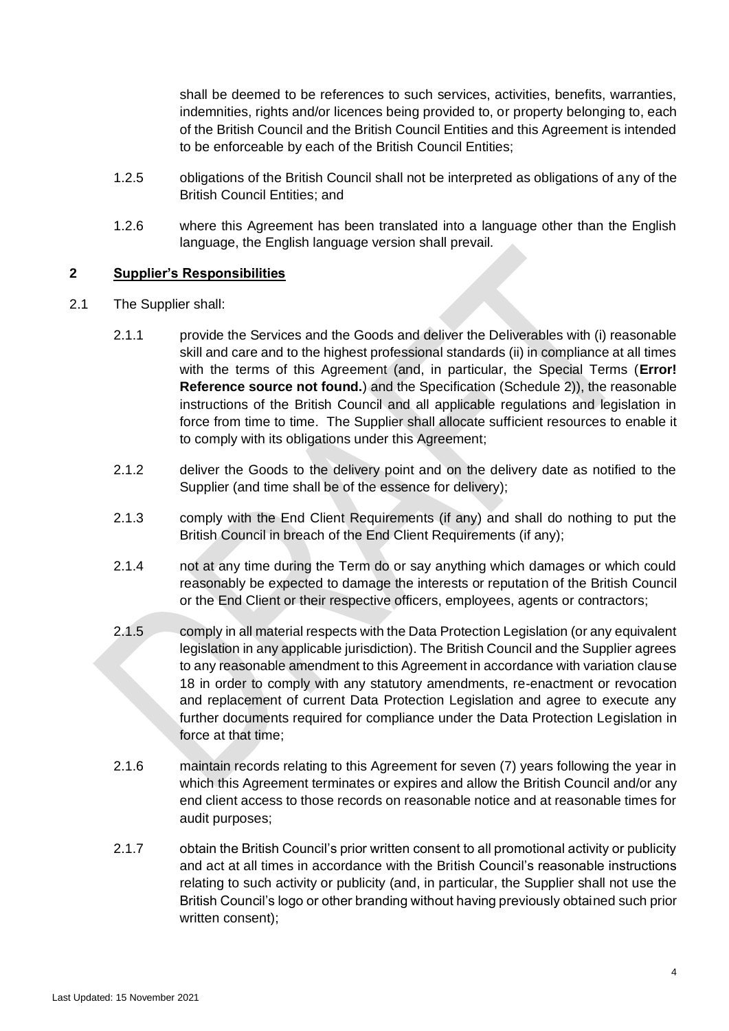shall be deemed to be references to such services, activities, benefits, warranties, indemnities, rights and/or licences being provided to, or property belonging to, each of the British Council and the British Council Entities and this Agreement is intended to be enforceable by each of the British Council Entities;

1.2.5 obligations of the British Council shall not be interpreted as obligations of any of the British Council Entities; and

1.2.6 where this Agreement has been translated into a language other than the English language, the English language version shall prevail.

## 2 Supplier's Responsibilities

2.1 The Supplier shall:

2.1.1 provide the Services and the Goods and deliver the Deliverables with (i) reasonable skill and care and to the highest professional standards (ii) in compliance at all times with the terms of this Agreement (and, in particular, the Special Terms (**Error! Reference source not found.**) and the Specification (Schedule 2)), the reasonable instructions of the British Council and all applicable regulations and legislation in force from time to time. The Supplier shall allocate sufficient resources to enable it to comply with its obligations under this Agreement;

2.1.2 deliver the Goods to the delivery point and on the delivery date as notified to the Supplier (and time shall be of the essence for delivery);

2.1.3 comply with the End Client Requirements (if any) and shall do nothing to put the British Council in breach of the End Client Requirements (if any);

2.1.4 not at any time during the Term do or say anything which damages or which could reasonably be expected to damage the interests or reputation of the British Council or the End Client or their respective officers, employees, agents or contractors;

2.1.5 comply in all material respects with the Data Protection Legislation (or any equivalent legislation in any applicable jurisdiction). The British Council and the Supplier agrees to any reasonable amendment to this Agreement in accordance with variation clause 18 in order to comply with any statutory amendments, re-enactment or revocation and replacement of current Data Protection Legislation and agree to execute any further documents required for compliance under the Data Protection Legislation in force at that time;

2.1.6 maintain records relating to this Agreement for seven (7) years following the year in which this Agreement terminates or expires and allow the British Council and/or any end client access to those records on reasonable notice and at reasonable times for audit purposes;

2.1.7 obtain the British Council's prior written consent to all promotional activity or publicity and act at all times in accordance with the British Council's reasonable instructions relating to such activity or publicity (and, in particular, the Supplier shall not use the British Council's logo or other branding without having previously obtained such prior written consent);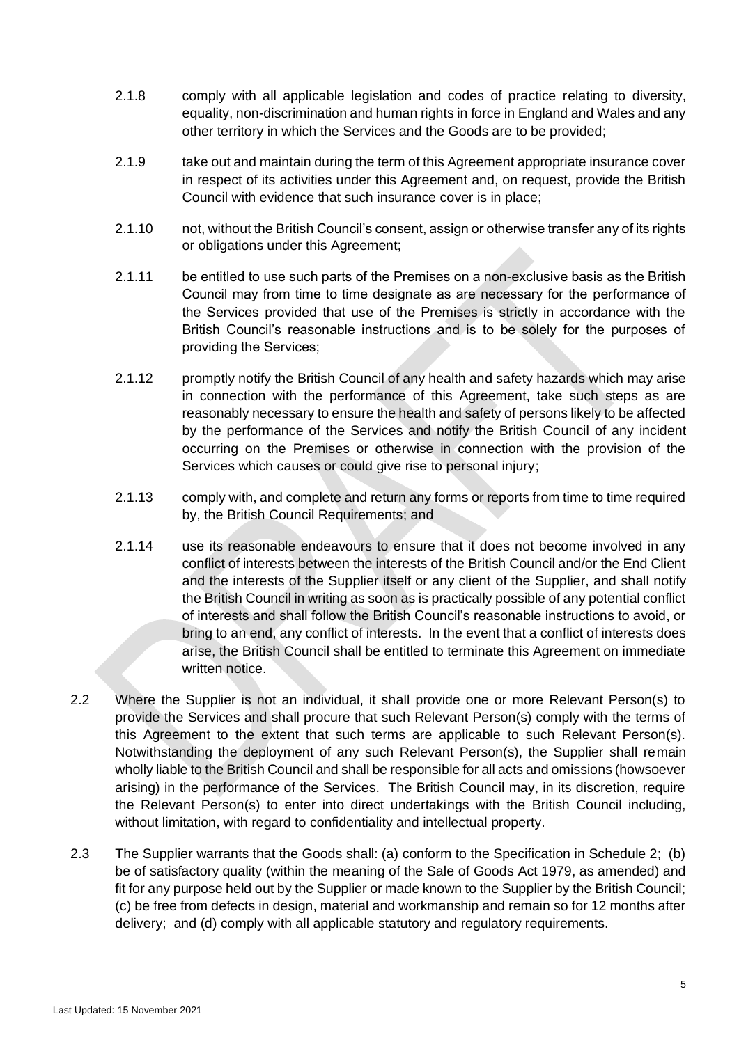2.1.8 comply with all applicable legislation and codes of practice relating to diversity, equality, non-discrimination and human rights in force in England and Wales and any other territory in which the Services and the Goods are to be provided;

2.1.9 take out and maintain during the term of this Agreement appropriate insurance cover in respect of its activities under this Agreement and, on request, provide the British Council with evidence that such insurance cover is in place;

2.1.10 not, without the British Council's consent, assign or otherwise transfer any of its rights or obligations under this Agreement;

2.1.11 be entitled to use such parts of the Premises on a non-exclusive basis as the British Council may from time to time designate as are necessary for the performance of the Services provided that use of the Premises is strictly in accordance with the British Council's reasonable instructions and is to be solely for the purposes of providing the Services;

2.1.12 promptly notify the British Council of any health and safety hazards which may arise in connection with the performance of this Agreement, take such steps as are reasonably necessary to ensure the health and safety of persons likely to be affected by the performance of the Services and notify the British Council of any incident occurring on the Premises or otherwise in connection with the provision of the Services which causes or could give rise to personal injury;

2.1.13 comply with, and complete and return any forms or reports from time to time required by, the British Council Requirements; and

2.1.14 use its reasonable endeavours to ensure that it does not become involved in any conflict of interests between the interests of the British Council and/or the End Client and the interests of the Supplier itself or any client of the Supplier, and shall notify the British Council in writing as soon as is practically possible of any potential conflict of interests and shall follow the British Council's reasonable instructions to avoid, or bring to an end, any conflict of interests. In the event that a conflict of interests does arise, the British Council shall be entitled to terminate this Agreement on immediate written notice.

2.2 Where the Supplier is not an individual, it shall provide one or more Relevant Person(s) to provide the Services and shall procure that such Relevant Person(s) comply with the terms of this Agreement to the extent that such terms are applicable to such Relevant Person(s). Notwithstanding the deployment of any such Relevant Person(s), the Supplier shall remain wholly liable to the British Council and shall be responsible for all acts and omissions (howsoever arising) in the performance of the Services. The British Council may, in its discretion, require the Relevant Person(s) to enter into direct undertakings with the British Council including, without limitation, with regard to confidentiality and intellectual property.

2.3 The Supplier warrants that the Goods shall: (a) conform to the Specification in Schedule 2; (b) be of satisfactory quality (within the meaning of the Sale of Goods Act 1979, as amended) and fit for any purpose held out by the Supplier or made known to the Supplier by the British Council; (c) be free from defects in design, material and workmanship and remain so for 12 months after delivery; and (d) comply with all applicable statutory and regulatory requirements.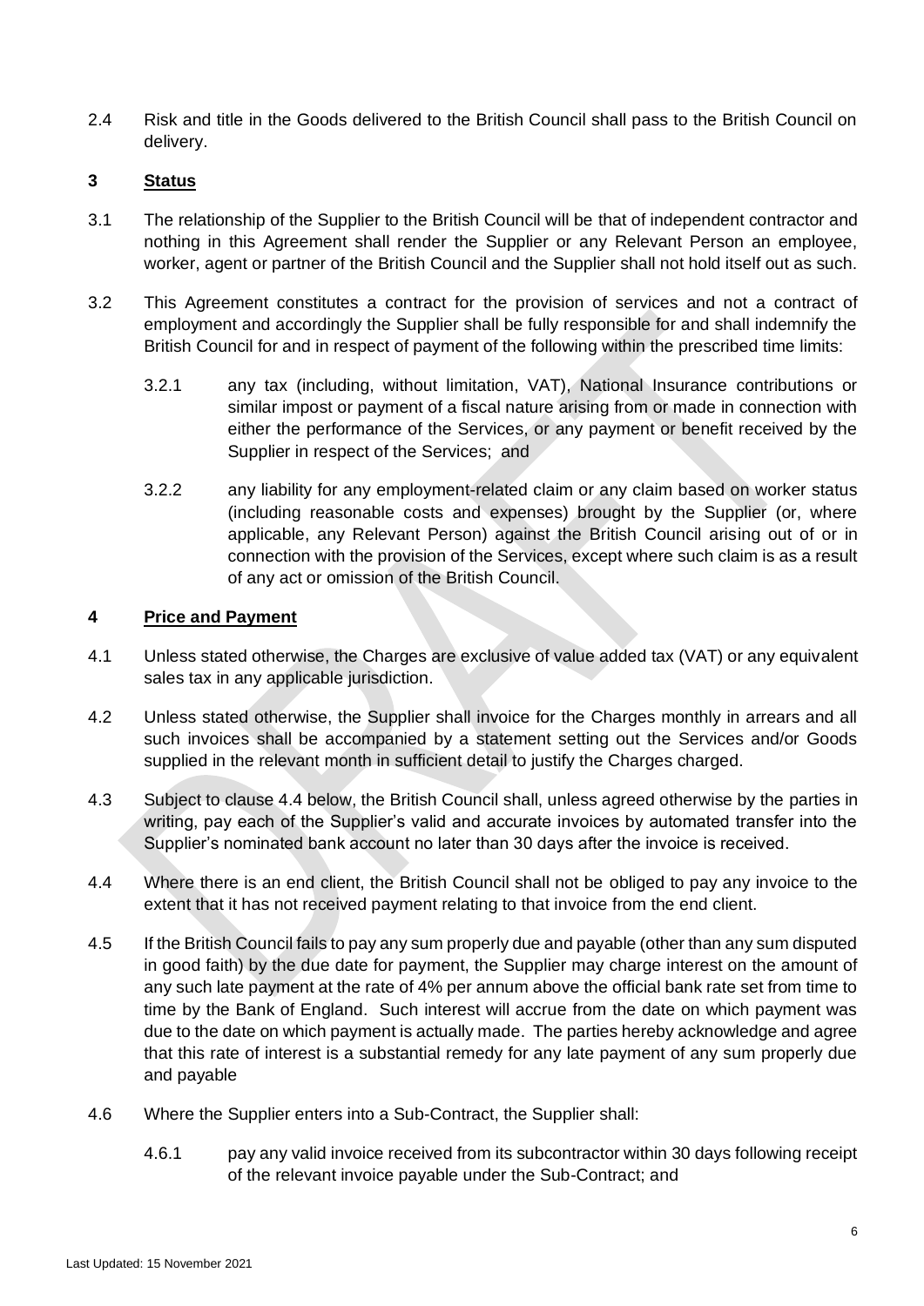2.4 Risk and title in the Goods delivered to the British Council shall pass to the British Council on delivery.

## 3 Status

3.1 The relationship of the Supplier to the British Council will be that of independent contractor and nothing in this Agreement shall render the Supplier or any Relevant Person an employee, worker, agent or partner of the British Council and the Supplier shall not hold itself out as such.

3.2 This Agreement constitutes a contract for the provision of services and not a contract of employment and accordingly the Supplier shall be fully responsible for and shall indemnify the British Council for and in respect of payment of the following within the prescribed time limits:

3.2.1 any tax (including, without limitation, VAT), National Insurance contributions or similar impost or payment of a fiscal nature arising from or made in connection with either the performance of the Services, or any payment or benefit received by the Supplier in respect of the Services; and

3.2.2 any liability for any employment-related claim or any claim based on worker status (including reasonable costs and expenses) brought by the Supplier (or, where applicable, any Relevant Person) against the British Council arising out of or in connection with the provision of the Services, except where such claim is as a result of any act or omission of the British Council.

## 4 Price and Payment

4.1 Unless stated otherwise, the Charges are exclusive of value added tax (VAT) or any equivalent sales tax in any applicable jurisdiction.

4.2 Unless stated otherwise, the Supplier shall invoice for the Charges monthly in arrears and all such invoices shall be accompanied by a statement setting out the Services and/or Goods supplied in the relevant month in sufficient detail to justify the Charges charged.

4.3 Subject to clause 4.4 below, the British Council shall, unless agreed otherwise by the parties in writing, pay each of the Supplier's valid and accurate invoices by automated transfer into the Supplier's nominated bank account no later than 30 days after the invoice is received.

4.4 Where there is an end client, the British Council shall not be obliged to pay any invoice to the extent that it has not received payment relating to that invoice from the end client.

4.5 If the British Council fails to pay any sum properly due and payable (other than any sum disputed in good faith) by the due date for payment, the Supplier may charge interest on the amount of any such late payment at the rate of 4% per annum above the official bank rate set from time to time by the Bank of England. Such interest will accrue from the date on which payment was due to the date on which payment is actually made. The parties hereby acknowledge and agree that this rate of interest is a substantial remedy for any late payment of any sum properly due and payable

4.6 Where the Supplier enters into a Sub-Contract, the Supplier shall:

4.6.1 pay any valid invoice received from its subcontractor within 30 days following receipt of the relevant invoice payable under the Sub-Contract; and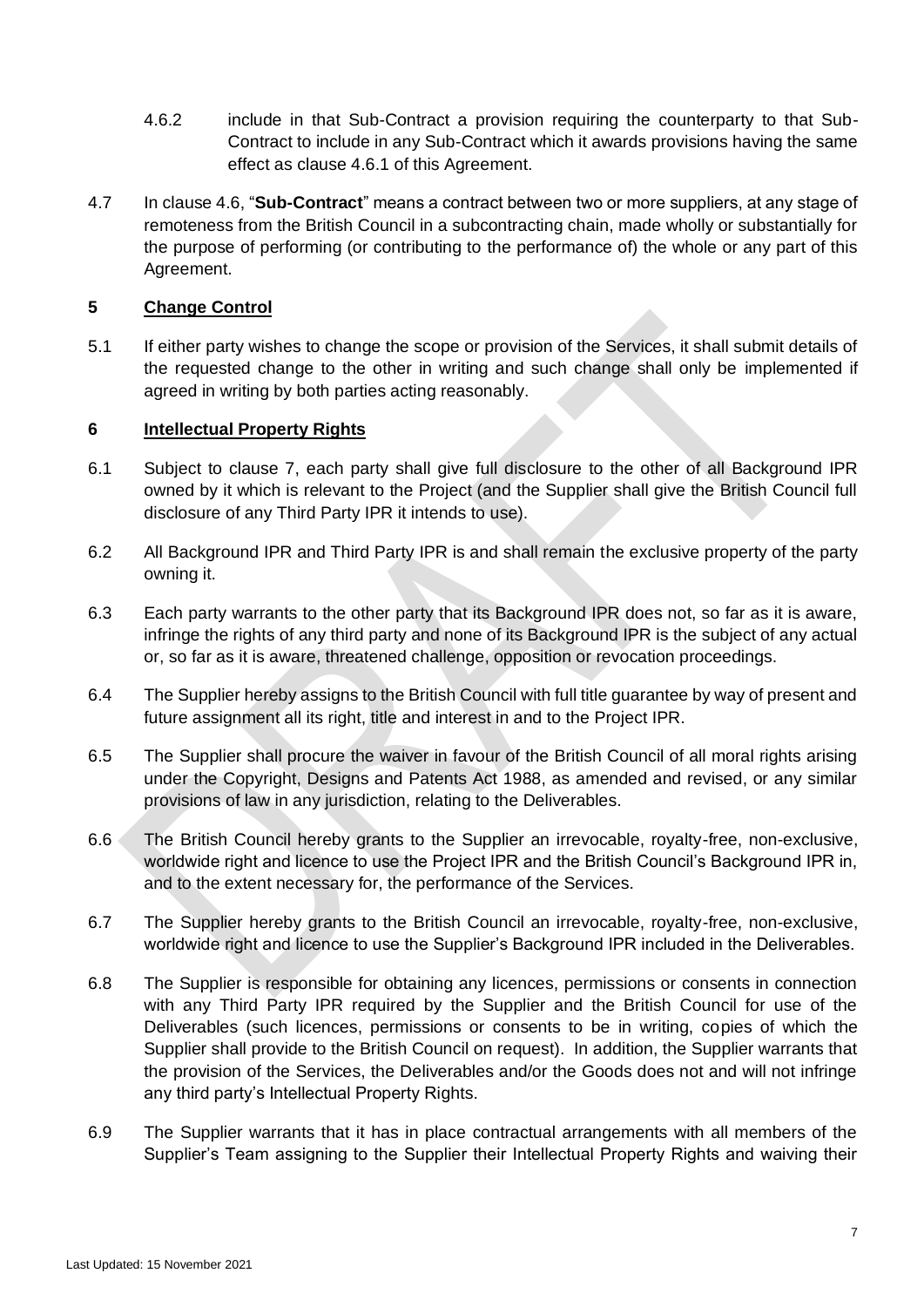4.6.2 include in that Sub-Contract a provision requiring the counterparty to that Sub-Contract to include in any Sub-Contract which it awards provisions having the same effect as clause 4.6.1 of this Agreement.

4.7 In clause 4.6, "**Sub-Contract**" means a contract between two or more suppliers, at any stage of remoteness from the British Council in a subcontracting chain, made wholly or substantially for the purpose of performing (or contributing to the performance of) the whole or any part of this Agreement.

## 5 Change Control

5.1 If either party wishes to change the scope or provision of the Services, it shall submit details of the requested change to the other in writing and such change shall only be implemented if agreed in writing by both parties acting reasonably.

## 6 Intellectual Property Rights

6.1 Subject to clause 7, each party shall give full disclosure to the other of all Background IPR owned by it which is relevant to the Project (and the Supplier shall give the British Council full disclosure of any Third Party IPR it intends to use).

6.2 All Background IPR and Third Party IPR is and shall remain the exclusive property of the party owning it.

6.3 Each party warrants to the other party that its Background IPR does not, so far as it is aware, infringe the rights of any third party and none of its Background IPR is the subject of any actual or, so far as it is aware, threatened challenge, opposition or revocation proceedings.

6.4 The Supplier hereby assigns to the British Council with full title guarantee by way of present and future assignment all its right, title and interest in and to the Project IPR.

6.5 The Supplier shall procure the waiver in favour of the British Council of all moral rights arising under the Copyright, Designs and Patents Act 1988, as amended and revised, or any similar provisions of law in any jurisdiction, relating to the Deliverables.

6.6 The British Council hereby grants to the Supplier an irrevocable, royalty-free, non-exclusive, worldwide right and licence to use the Project IPR and the British Council's Background IPR in, and to the extent necessary for, the performance of the Services.

6.7 The Supplier hereby grants to the British Council an irrevocable, royalty-free, non-exclusive, worldwide right and licence to use the Supplier's Background IPR included in the Deliverables.

6.8 The Supplier is responsible for obtaining any licences, permissions or consents in connection with any Third Party IPR required by the Supplier and the British Council for use of the Deliverables (such licences, permissions or consents to be in writing, copies of which the Supplier shall provide to the British Council on request). In addition, the Supplier warrants that the provision of the Services, the Deliverables and/or the Goods does not and will not infringe any third party's Intellectual Property Rights.

6.9 The Supplier warrants that it has in place contractual arrangements with all members of the Supplier's Team assigning to the Supplier their Intellectual Property Rights and waiving their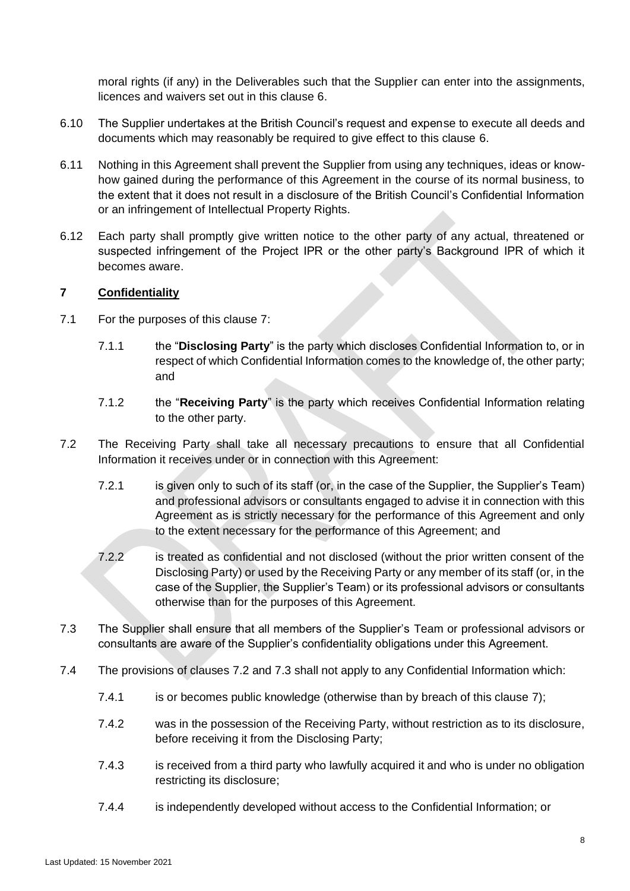moral rights (if any) in the Deliverables such that the Supplier can enter into the assignments, licences and waivers set out in this clause 6.

6.10 The Supplier undertakes at the British Council's request and expense to execute all deeds and documents which may reasonably be required to give effect to this clause 6.

6.11 Nothing in this Agreement shall prevent the Supplier from using any techniques, ideas or know-how gained during the performance of this Agreement in the course of its normal business, to the extent that it does not result in a disclosure of the British Council's Confidential Information or an infringement of Intellectual Property Rights.

6.12 Each party shall promptly give written notice to the other party of any actual, threatened or suspected infringement of the Project IPR or the other party's Background IPR of which it becomes aware.

## 7 Confidentiality

7.1 For the purposes of this clause 7:

7.1.1 the "**Disclosing Party**" is the party which discloses Confidential Information to, or in respect of which Confidential Information comes to the knowledge of, the other party; and

7.1.2 the "**Receiving Party**" is the party which receives Confidential Information relating to the other party.

7.2 The Receiving Party shall take all necessary precautions to ensure that all Confidential Information it receives under or in connection with this Agreement:

7.2.1 is given only to such of its staff (or, in the case of the Supplier, the Supplier's Team) and professional advisors or consultants engaged to advise it in connection with this Agreement as is strictly necessary for the performance of this Agreement and only to the extent necessary for the performance of this Agreement; and

7.2.2 is treated as confidential and not disclosed (without the prior written consent of the Disclosing Party) or used by the Receiving Party or any member of its staff (or, in the case of the Supplier, the Supplier's Team) or its professional advisors or consultants otherwise than for the purposes of this Agreement.

7.3 The Supplier shall ensure that all members of the Supplier's Team or professional advisors or consultants are aware of the Supplier's confidentiality obligations under this Agreement.

7.4 The provisions of clauses 7.2 and 7.3 shall not apply to any Confidential Information which:

7.4.1 is or becomes public knowledge (otherwise than by breach of this clause 7);

7.4.2 was in the possession of the Receiving Party, without restriction as to its disclosure, before receiving it from the Disclosing Party;

7.4.3 is received from a third party who lawfully acquired it and who is under no obligation restricting its disclosure;

7.4.4 is independently developed without access to the Confidential Information; or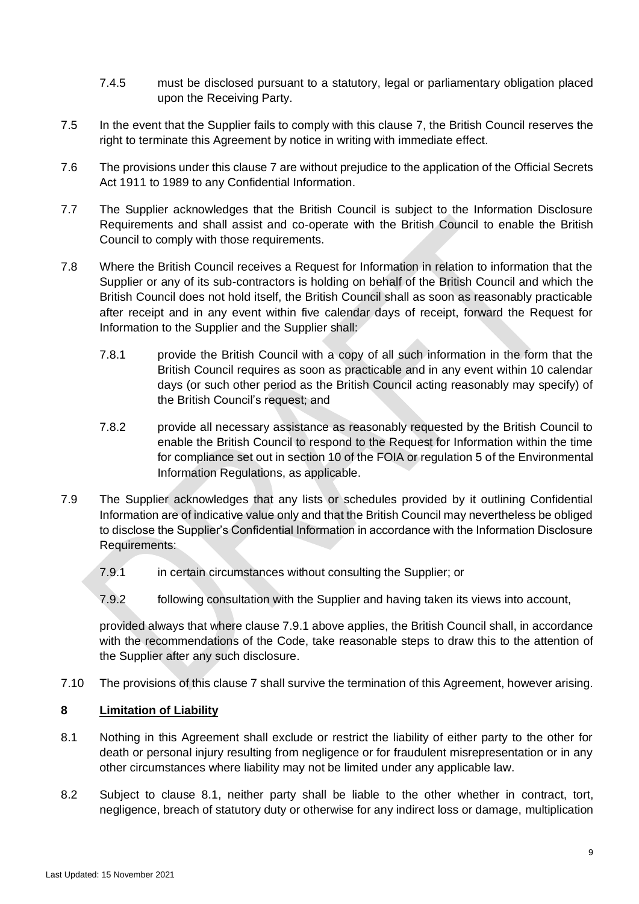7.4.5 must be disclosed pursuant to a statutory, legal or parliamentary obligation placed upon the Receiving Party.

7.5 In the event that the Supplier fails to comply with this clause 7, the British Council reserves the right to terminate this Agreement by notice in writing with immediate effect.

7.6 The provisions under this clause 7 are without prejudice to the application of the Official Secrets Act 1911 to 1989 to any Confidential Information.

7.7 The Supplier acknowledges that the British Council is subject to the Information Disclosure Requirements and shall assist and co-operate with the British Council to enable the British Council to comply with those requirements.

7.8 Where the British Council receives a Request for Information in relation to information that the Supplier or any of its sub-contractors is holding on behalf of the British Council and which the British Council does not hold itself, the British Council shall as soon as reasonably practicable after receipt and in any event within five calendar days of receipt, forward the Request for Information to the Supplier and the Supplier shall:

7.8.1 provide the British Council with a copy of all such information in the form that the British Council requires as soon as practicable and in any event within 10 calendar days (or such other period as the British Council acting reasonably may specify) of the British Council's request; and

7.8.2 provide all necessary assistance as reasonably requested by the British Council to enable the British Council to respond to the Request for Information within the time for compliance set out in section 10 of the FOIA or regulation 5 of the Environmental Information Regulations, as applicable.

7.9 The Supplier acknowledges that any lists or schedules provided by it outlining Confidential Information are of indicative value only and that the British Council may nevertheless be obliged to disclose the Supplier's Confidential Information in accordance with the Information Disclosure Requirements:

7.9.1 in certain circumstances without consulting the Supplier; or

7.9.2 following consultation with the Supplier and having taken its views into account,

provided always that where clause 7.9.1 above applies, the British Council shall, in accordance with the recommendations of the Code, take reasonable steps to draw this to the attention of the Supplier after any such disclosure.

7.10 The provisions of this clause 7 shall survive the termination of this Agreement, however arising.

## 8 Limitation of Liability

8.1 Nothing in this Agreement shall exclude or restrict the liability of either party to the other for death or personal injury resulting from negligence or for fraudulent misrepresentation or in any other circumstances where liability may not be limited under any applicable law.

8.2 Subject to clause 8.1, neither party shall be liable to the other whether in contract, tort, negligence, breach of statutory duty or otherwise for any indirect loss or damage, multiplication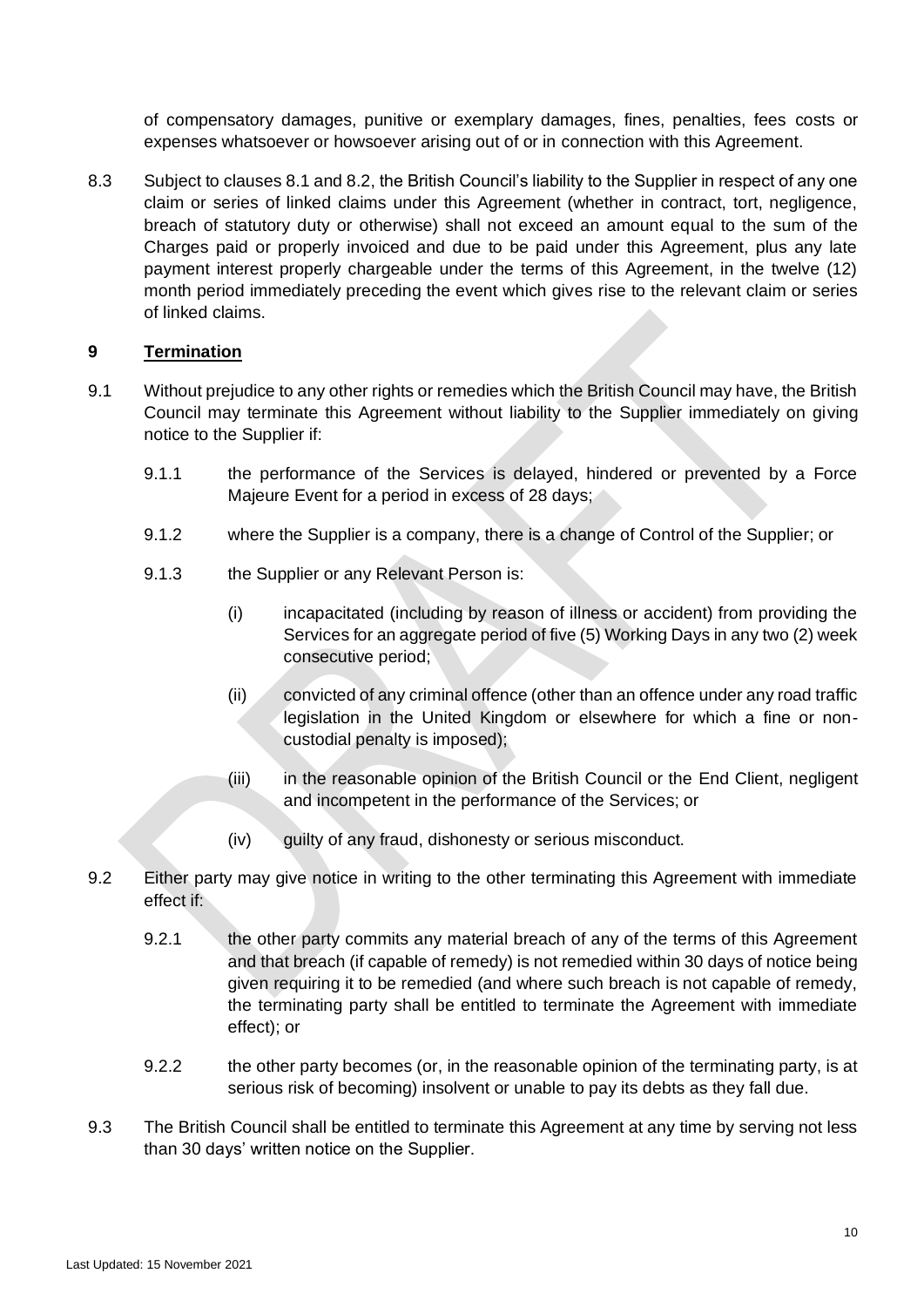of compensatory damages, punitive or exemplary damages, fines, penalties, fees costs or expenses whatsoever or howsoever arising out of or in connection with this Agreement.

8.3 Subject to clauses 8.1 and 8.2, the British Council's liability to the Supplier in respect of any one claim or series of linked claims under this Agreement (whether in contract, tort, negligence, breach of statutory duty or otherwise) shall not exceed an amount equal to the sum of the Charges paid or properly invoiced and due to be paid under this Agreement, plus any late payment interest properly chargeable under the terms of this Agreement, in the twelve (12) month period immediately preceding the event which gives rise to the relevant claim or series of linked claims.

## 9 Termination

9.1 Without prejudice to any other rights or remedies which the British Council may have, the British Council may terminate this Agreement without liability to the Supplier immediately on giving notice to the Supplier if:

9.1.1 the performance of the Services is delayed, hindered or prevented by a Force Majeure Event for a period in excess of 28 days;

9.1.2 where the Supplier is a company, there is a change of Control of the Supplier; or

9.1.3 the Supplier or any Relevant Person is:

(i) incapacitated (including by reason of illness or accident) from providing the Services for an aggregate period of five (5) Working Days in any two (2) week consecutive period;

(ii) convicted of any criminal offence (other than an offence under any road traffic legislation in the United Kingdom or elsewhere for which a fine or non-custodial penalty is imposed);

(iii) in the reasonable opinion of the British Council or the End Client, negligent and incompetent in the performance of the Services; or

(iv) guilty of any fraud, dishonesty or serious misconduct.

9.2 Either party may give notice in writing to the other terminating this Agreement with immediate effect if:

9.2.1 the other party commits any material breach of any of the terms of this Agreement and that breach (if capable of remedy) is not remedied within 30 days of notice being given requiring it to be remedied (and where such breach is not capable of remedy, the terminating party shall be entitled to terminate the Agreement with immediate effect); or

9.2.2 the other party becomes (or, in the reasonable opinion of the terminating party, is at serious risk of becoming) insolvent or unable to pay its debts as they fall due.

9.3 The British Council shall be entitled to terminate this Agreement at any time by serving not less than 30 days' written notice on the Supplier.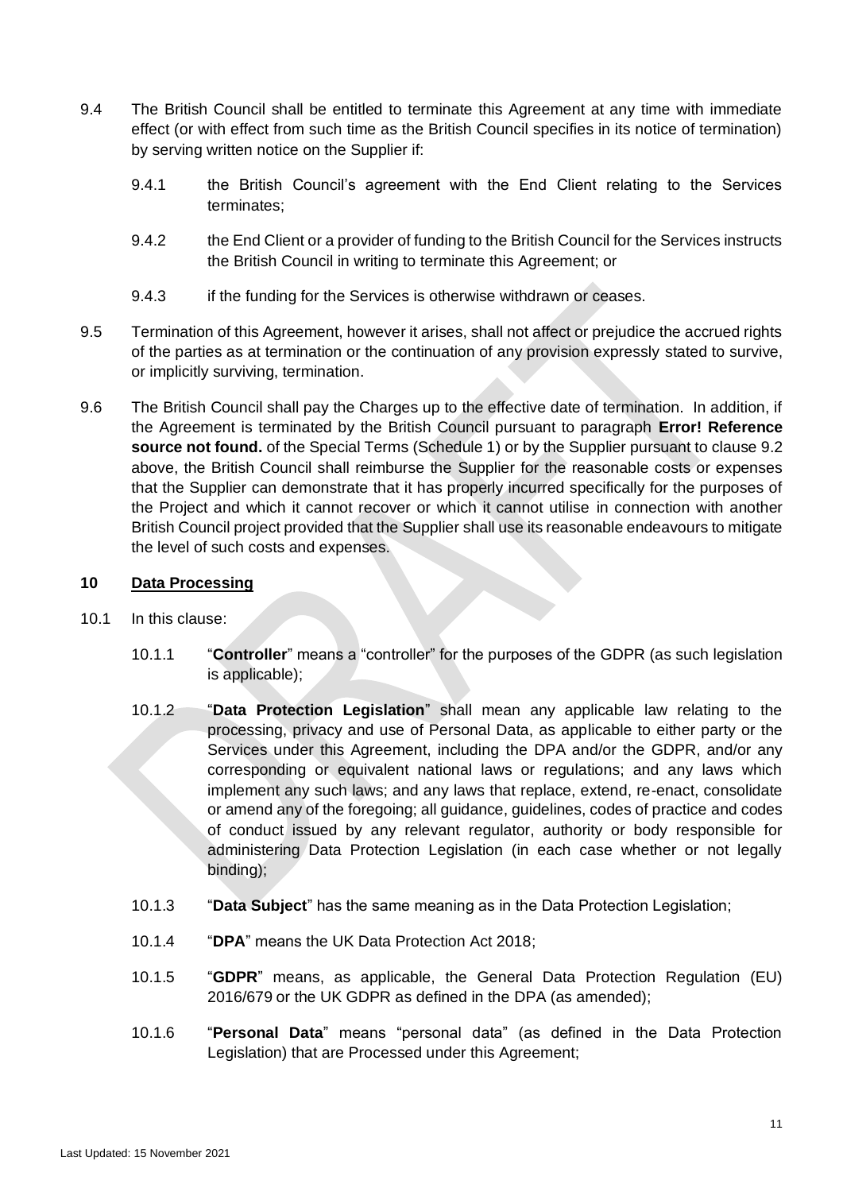9.4 The British Council shall be entitled to terminate this Agreement at any time with immediate effect (or with effect from such time as the British Council specifies in its notice of termination) by serving written notice on the Supplier if:

9.4.1 the British Council's agreement with the End Client relating to the Services terminates;

9.4.2 the End Client or a provider of funding to the British Council for the Services instructs the British Council in writing to terminate this Agreement; or

9.4.3 if the funding for the Services is otherwise withdrawn or ceases.

9.5 Termination of this Agreement, however it arises, shall not affect or prejudice the accrued rights of the parties as at termination or the continuation of any provision expressly stated to survive, or implicitly surviving, termination.

9.6 The British Council shall pay the Charges up to the effective date of termination. In addition, if the Agreement is terminated by the British Council pursuant to paragraph **Error! Reference source not found.** of the Special Terms (Schedule 1) or by the Supplier pursuant to clause 9.2 above, the British Council shall reimburse the Supplier for the reasonable costs or expenses that the Supplier can demonstrate that it has properly incurred specifically for the purposes of the Project and which it cannot recover or which it cannot utilise in connection with another British Council project provided that the Supplier shall use its reasonable endeavours to mitigate the level of such costs and expenses.

## 10 Data Processing

10.1 In this clause:

10.1.1 "**Controller**" means a "controller" for the purposes of the GDPR (as such legislation is applicable);

10.1.2 "**Data Protection Legislation**" shall mean any applicable law relating to the processing, privacy and use of Personal Data, as applicable to either party or the Services under this Agreement, including the DPA and/or the GDPR, and/or any corresponding or equivalent national laws or regulations; and any laws which implement any such laws; and any laws that replace, extend, re-enact, consolidate or amend any of the foregoing; all guidance, guidelines, codes of practice and codes of conduct issued by any relevant regulator, authority or body responsible for administering Data Protection Legislation (in each case whether or not legally binding);

10.1.3 "**Data Subject**" has the same meaning as in the Data Protection Legislation;

10.1.4 "**DPA**" means the UK Data Protection Act 2018;

10.1.5 "**GDPR**" means, as applicable, the General Data Protection Regulation (EU) 2016/679 or the UK GDPR as defined in the DPA (as amended);

10.1.6 "**Personal Data**" means "personal data" (as defined in the Data Protection Legislation) that are Processed under this Agreement;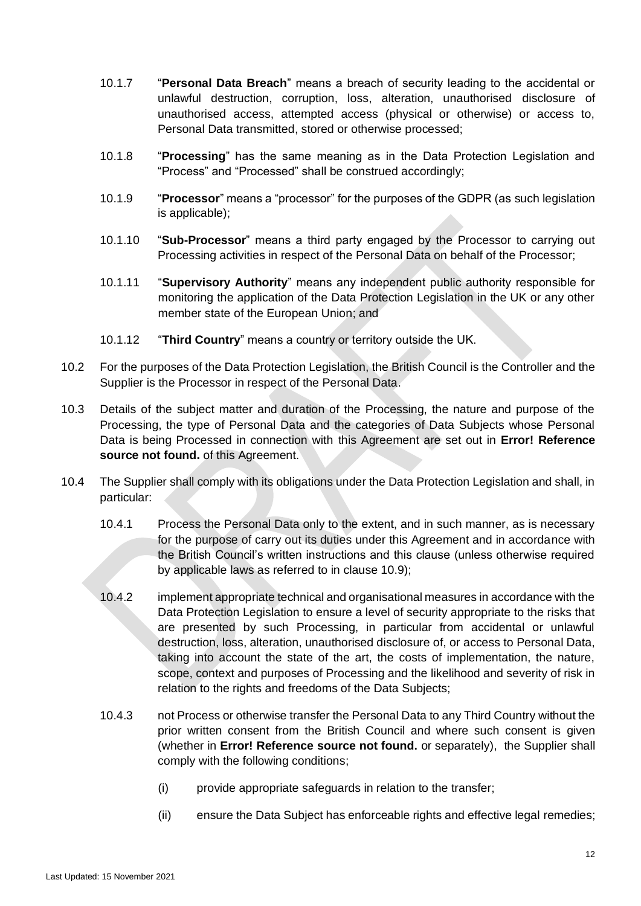10.1.7 "**Personal Data Breach**" means a breach of security leading to the accidental or unlawful destruction, corruption, loss, alteration, unauthorised disclosure of unauthorised access, attempted access (physical or otherwise) or access to, Personal Data transmitted, stored or otherwise processed;

10.1.8 "**Processing**" has the same meaning as in the Data Protection Legislation and "Process" and "Processed" shall be construed accordingly;

10.1.9 "**Processor**" means a "processor" for the purposes of the GDPR (as such legislation is applicable);

10.1.10 "**Sub-Processor**" means a third party engaged by the Processor to carrying out Processing activities in respect of the Personal Data on behalf of the Processor;

10.1.11 "**Supervisory Authority**" means any independent public authority responsible for monitoring the application of the Data Protection Legislation in the UK or any other member state of the European Union; and

10.1.12 "**Third Country**" means a country or territory outside the UK.

10.2 For the purposes of the Data Protection Legislation, the British Council is the Controller and the Supplier is the Processor in respect of the Personal Data.

10.3 Details of the subject matter and duration of the Processing, the nature and purpose of the Processing, the type of Personal Data and the categories of Data Subjects whose Personal Data is being Processed in connection with this Agreement are set out in **Error! Reference source not found.** of this Agreement.

10.4 The Supplier shall comply with its obligations under the Data Protection Legislation and shall, in particular:

10.4.1 Process the Personal Data only to the extent, and in such manner, as is necessary for the purpose of carry out its duties under this Agreement and in accordance with the British Council's written instructions and this clause (unless otherwise required by applicable laws as referred to in clause 10.9);

10.4.2 implement appropriate technical and organisational measures in accordance with the Data Protection Legislation to ensure a level of security appropriate to the risks that are presented by such Processing, in particular from accidental or unlawful destruction, loss, alteration, unauthorised disclosure of, or access to Personal Data, taking into account the state of the art, the costs of implementation, the nature, scope, context and purposes of Processing and the likelihood and severity of risk in relation to the rights and freedoms of the Data Subjects;

10.4.3 not Process or otherwise transfer the Personal Data to any Third Country without the prior written consent from the British Council and where such consent is given (whether in **Error! Reference source not found.** or separately), the Supplier shall comply with the following conditions;

(i) provide appropriate safeguards in relation to the transfer;

(ii) ensure the Data Subject has enforceable rights and effective legal remedies;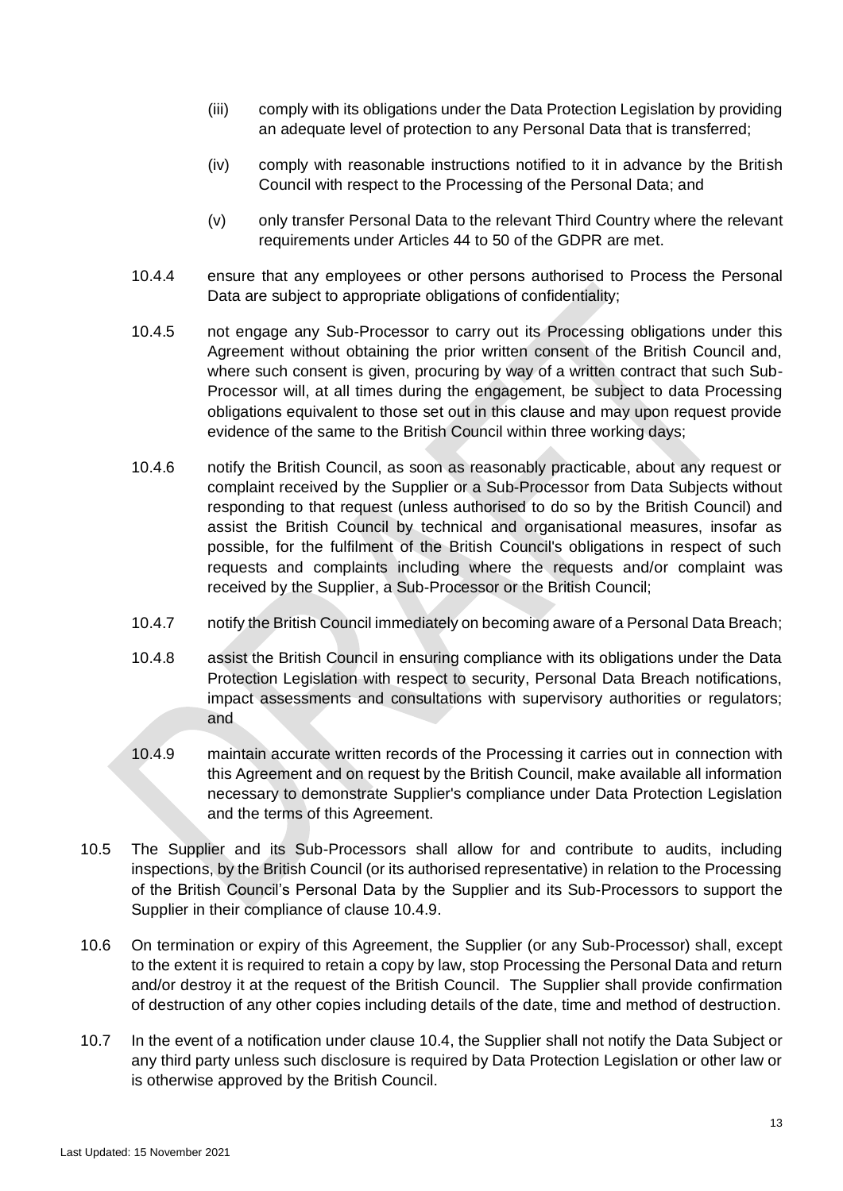(iii) comply with its obligations under the Data Protection Legislation by providing an adequate level of protection to any Personal Data that is transferred;

(iv) comply with reasonable instructions notified to it in advance by the British Council with respect to the Processing of the Personal Data; and

(v) only transfer Personal Data to the relevant Third Country where the relevant requirements under Articles 44 to 50 of the GDPR are met.

10.4.4 ensure that any employees or other persons authorised to Process the Personal Data are subject to appropriate obligations of confidentiality;

10.4.5 not engage any Sub-Processor to carry out its Processing obligations under this Agreement without obtaining the prior written consent of the British Council and, where such consent is given, procuring by way of a written contract that such Sub-Processor will, at all times during the engagement, be subject to data Processing obligations equivalent to those set out in this clause and may upon request provide evidence of the same to the British Council within three working days;

10.4.6 notify the British Council, as soon as reasonably practicable, about any request or complaint received by the Supplier or a Sub-Processor from Data Subjects without responding to that request (unless authorised to do so by the British Council) and assist the British Council by technical and organisational measures, insofar as possible, for the fulfilment of the British Council's obligations in respect of such requests and complaints including where the requests and/or complaint was received by the Supplier, a Sub-Processor or the British Council;

10.4.7 notify the British Council immediately on becoming aware of a Personal Data Breach;

10.4.8 assist the British Council in ensuring compliance with its obligations under the Data Protection Legislation with respect to security, Personal Data Breach notifications, impact assessments and consultations with supervisory authorities or regulators; and

10.4.9 maintain accurate written records of the Processing it carries out in connection with this Agreement and on request by the British Council, make available all information necessary to demonstrate Supplier's compliance under Data Protection Legislation and the terms of this Agreement.

10.5 The Supplier and its Sub-Processors shall allow for and contribute to audits, including inspections, by the British Council (or its authorised representative) in relation to the Processing of the British Council's Personal Data by the Supplier and its Sub-Processors to support the Supplier in their compliance of clause 10.4.9.

10.6 On termination or expiry of this Agreement, the Supplier (or any Sub-Processor) shall, except to the extent it is required to retain a copy by law, stop Processing the Personal Data and return and/or destroy it at the request of the British Council. The Supplier shall provide confirmation of destruction of any other copies including details of the date, time and method of destruction.

10.7 In the event of a notification under clause 10.4, the Supplier shall not notify the Data Subject or any third party unless such disclosure is required by Data Protection Legislation or other law or is otherwise approved by the British Council.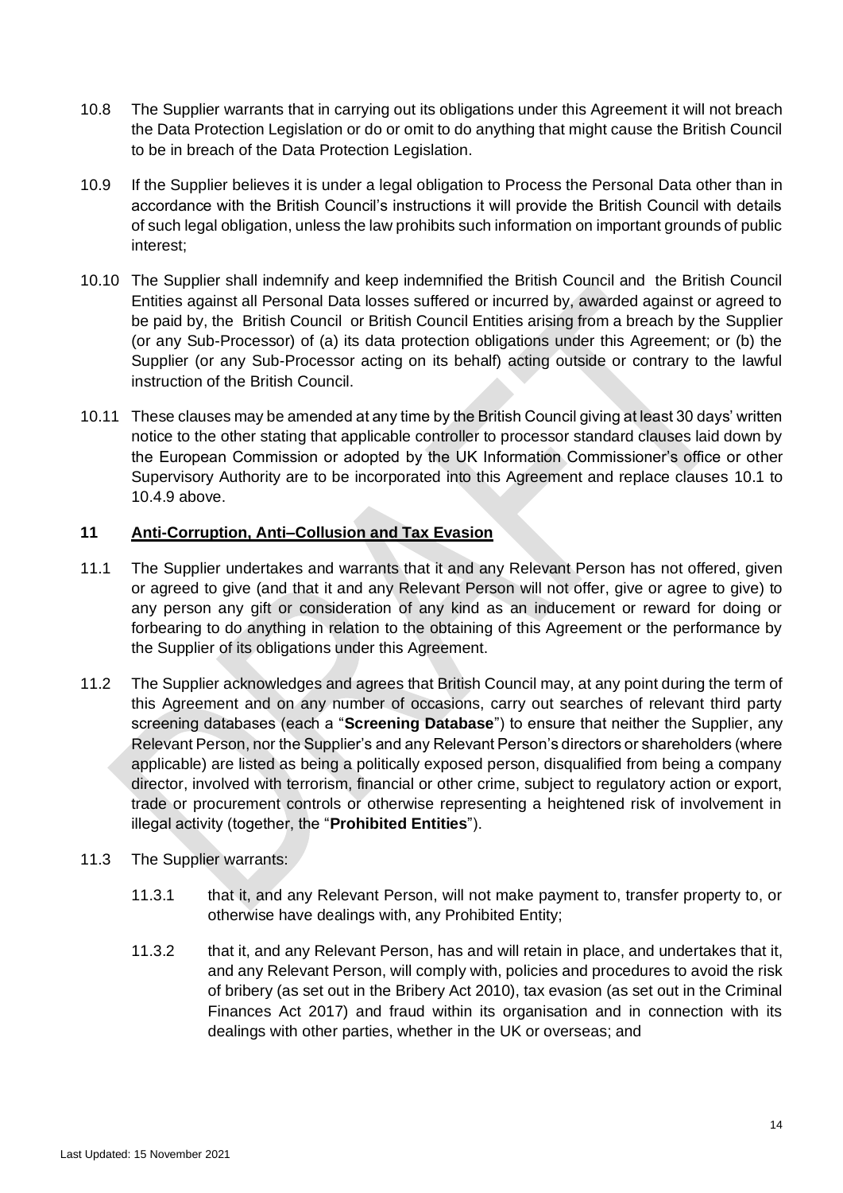10.8 The Supplier warrants that in carrying out its obligations under this Agreement it will not breach the Data Protection Legislation or do or omit to do anything that might cause the British Council to be in breach of the Data Protection Legislation.

10.9 If the Supplier believes it is under a legal obligation to Process the Personal Data other than in accordance with the British Council's instructions it will provide the British Council with details of such legal obligation, unless the law prohibits such information on important grounds of public interest;

10.10 The Supplier shall indemnify and keep indemnified the British Council and the British Council Entities against all Personal Data losses suffered or incurred by, awarded against or agreed to be paid by, the British Council or British Council Entities arising from a breach by the Supplier (or any Sub-Processor) of (a) its data protection obligations under this Agreement; or (b) the Supplier (or any Sub-Processor acting on its behalf) acting outside or contrary to the lawful instruction of the British Council.

10.11 These clauses may be amended at any time by the British Council giving at least 30 days' written notice to the other stating that applicable controller to processor standard clauses laid down by the European Commission or adopted by the UK Information Commissioner's office or other Supervisory Authority are to be incorporated into this Agreement and replace clauses 10.1 to 10.4.9 above.

## 11 Anti-Corruption, Anti–Collusion and Tax Evasion

11.1 The Supplier undertakes and warrants that it and any Relevant Person has not offered, given or agreed to give (and that it and any Relevant Person will not offer, give or agree to give) to any person any gift or consideration of any kind as an inducement or reward for doing or forbearing to do anything in relation to the obtaining of this Agreement or the performance by the Supplier of its obligations under this Agreement.

11.2 The Supplier acknowledges and agrees that British Council may, at any point during the term of this Agreement and on any number of occasions, carry out searches of relevant third party screening databases (each a "**Screening Database**") to ensure that neither the Supplier, any Relevant Person, nor the Supplier's and any Relevant Person's directors or shareholders (where applicable) are listed as being a politically exposed person, disqualified from being a company director, involved with terrorism, financial or other crime, subject to regulatory action or export, trade or procurement controls or otherwise representing a heightened risk of involvement in illegal activity (together, the "**Prohibited Entities**").

11.3 The Supplier warrants:

11.3.1 that it, and any Relevant Person, will not make payment to, transfer property to, or otherwise have dealings with, any Prohibited Entity;

11.3.2 that it, and any Relevant Person, has and will retain in place, and undertakes that it, and any Relevant Person, will comply with, policies and procedures to avoid the risk of bribery (as set out in the Bribery Act 2010), tax evasion (as set out in the Criminal Finances Act 2017) and fraud within its organisation and in connection with its dealings with other parties, whether in the UK or overseas; and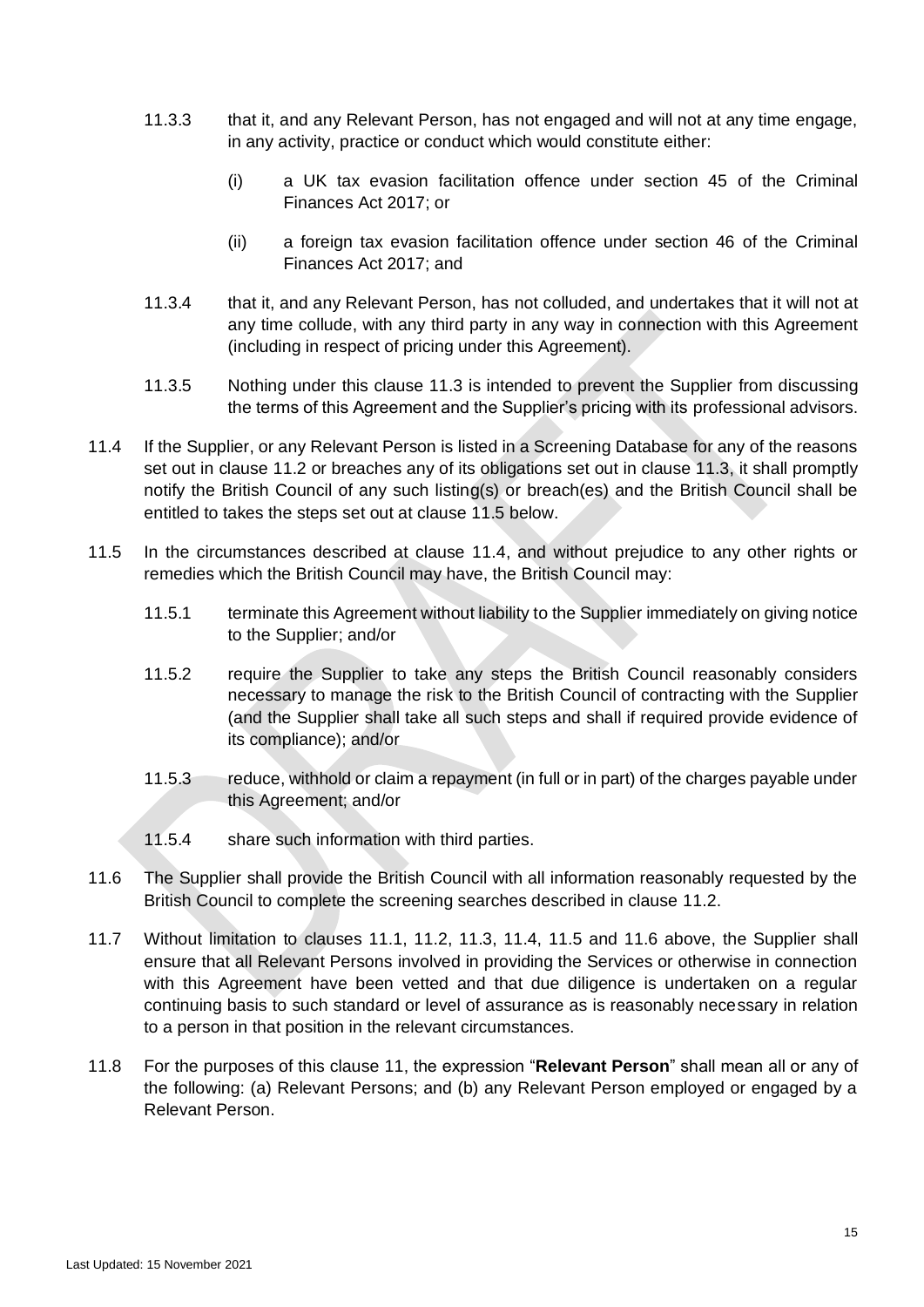11.3.3 that it, and any Relevant Person, has not engaged and will not at any time engage, in any activity, practice or conduct which would constitute either:

(i) a UK tax evasion facilitation offence under section 45 of the Criminal Finances Act 2017; or

(ii) a foreign tax evasion facilitation offence under section 46 of the Criminal Finances Act 2017; and

11.3.4 that it, and any Relevant Person, has not colluded, and undertakes that it will not at any time collude, with any third party in any way in connection with this Agreement (including in respect of pricing under this Agreement).

11.3.5 Nothing under this clause 11.3 is intended to prevent the Supplier from discussing the terms of this Agreement and the Supplier's pricing with its professional advisors.

11.4 If the Supplier, or any Relevant Person is listed in a Screening Database for any of the reasons set out in clause 11.2 or breaches any of its obligations set out in clause 11.3, it shall promptly notify the British Council of any such listing(s) or breach(es) and the British Council shall be entitled to takes the steps set out at clause 11.5 below.

11.5 In the circumstances described at clause 11.4, and without prejudice to any other rights or remedies which the British Council may have, the British Council may:

11.5.1 terminate this Agreement without liability to the Supplier immediately on giving notice to the Supplier; and/or

11.5.2 require the Supplier to take any steps the British Council reasonably considers necessary to manage the risk to the British Council of contracting with the Supplier (and the Supplier shall take all such steps and shall if required provide evidence of its compliance); and/or

11.5.3 reduce, withhold or claim a repayment (in full or in part) of the charges payable under this Agreement; and/or

11.5.4 share such information with third parties.

11.6 The Supplier shall provide the British Council with all information reasonably requested by the British Council to complete the screening searches described in clause 11.2.

11.7 Without limitation to clauses 11.1, 11.2, 11.3, 11.4, 11.5 and 11.6 above, the Supplier shall ensure that all Relevant Persons involved in providing the Services or otherwise in connection with this Agreement have been vetted and that due diligence is undertaken on a regular continuing basis to such standard or level of assurance as is reasonably necessary in relation to a person in that position in the relevant circumstances.

11.8 For the purposes of this clause 11, the expression "**Relevant Person**" shall mean all or any of the following: (a) Relevant Persons; and (b) any Relevant Person employed or engaged by a Relevant Person.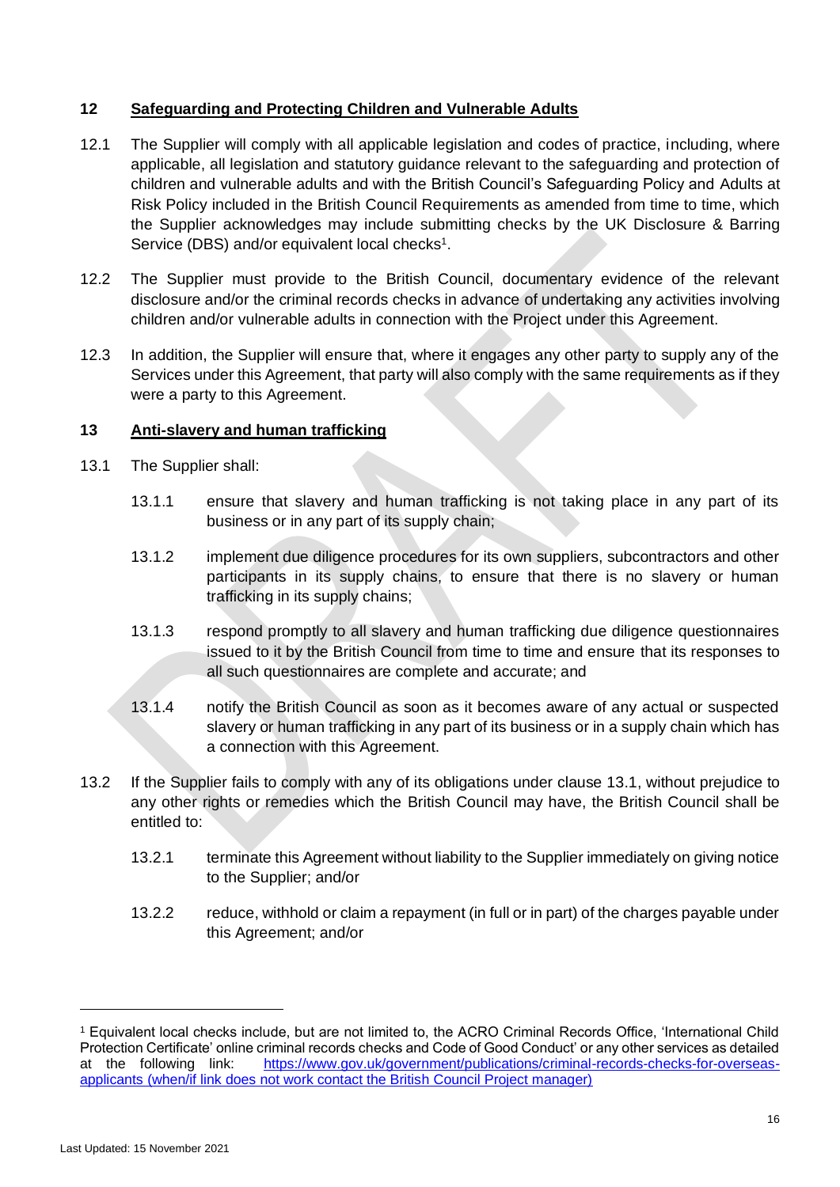## 12 Safeguarding and Protecting Children and Vulnerable Adults

12.1 The Supplier will comply with all applicable legislation and codes of practice, including, where applicable, all legislation and statutory guidance relevant to the safeguarding and protection of children and vulnerable adults and with the British Council's Safeguarding Policy and Adults at Risk Policy included in the British Council Requirements as amended from time to time, which the Supplier acknowledges may include submitting checks by the UK Disclosure & Barring Service (DBS) and/or equivalent local checks[1].

12.2 The Supplier must provide to the British Council, documentary evidence of the relevant disclosure and/or the criminal records checks in advance of undertaking any activities involving children and/or vulnerable adults in connection with the Project under this Agreement.

12.3 In addition, the Supplier will ensure that, where it engages any other party to supply any of the Services under this Agreement, that party will also comply with the same requirements as if they were a party to this Agreement.

## 13 Anti-slavery and human trafficking

13.1 The Supplier shall:

13.1.1 ensure that slavery and human trafficking is not taking place in any part of its business or in any part of its supply chain;

13.1.2 implement due diligence procedures for its own suppliers, subcontractors and other participants in its supply chains, to ensure that there is no slavery or human trafficking in its supply chains;

13.1.3 respond promptly to all slavery and human trafficking due diligence questionnaires issued to it by the British Council from time to time and ensure that its responses to all such questionnaires are complete and accurate; and

13.1.4 notify the British Council as soon as it becomes aware of any actual or suspected slavery or human trafficking in any part of its business or in a supply chain which has a connection with this Agreement.

13.2 If the Supplier fails to comply with any of its obligations under clause 13.1, without prejudice to any other rights or remedies which the British Council may have, the British Council shall be entitled to:

13.2.1 terminate this Agreement without liability to the Supplier immediately on giving notice to the Supplier; and/or

13.2.2 reduce, withhold or claim a repayment (in full or in part) of the charges payable under this Agreement; and/or

---

[1] Equivalent local checks include, but are not limited to, the ACRO Criminal Records Office, 'International Child Protection Certificate' online criminal records checks and Code of Good Conduct' or any other services as detailed at the following link: [https://www.gov.uk/government/publications/criminal-records-checks-for-overseas-applicants](https://www.gov.uk/government/publications/criminal-records-checks-for-overseas-applicants) (when/if link does not work contact the British Council Project manager)

Last Updated: 15 November 2021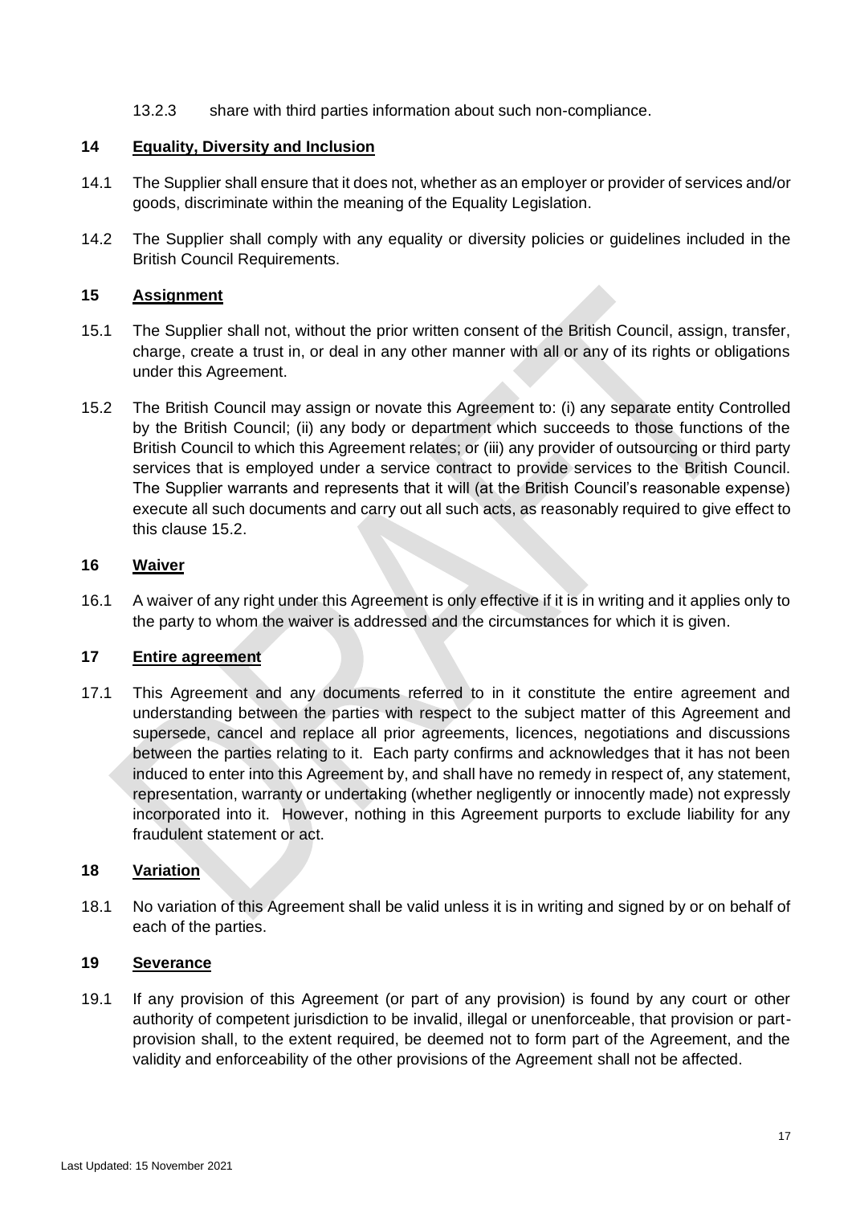13.2.3 share with third parties information about such non-compliance.

## 14 Equality, Diversity and Inclusion

14.1 The Supplier shall ensure that it does not, whether as an employer or provider of services and/or goods, discriminate within the meaning of the Equality Legislation.

14.2 The Supplier shall comply with any equality or diversity policies or guidelines included in the British Council Requirements.

## 15 Assignment

15.1 The Supplier shall not, without the prior written consent of the British Council, assign, transfer, charge, create a trust in, or deal in any other manner with all or any of its rights or obligations under this Agreement.

15.2 The British Council may assign or novate this Agreement to: (i) any separate entity Controlled by the British Council; (ii) any body or department which succeeds to those functions of the British Council to which this Agreement relates; or (iii) any provider of outsourcing or third party services that is employed under a service contract to provide services to the British Council. The Supplier warrants and represents that it will (at the British Council's reasonable expense) execute all such documents and carry out all such acts, as reasonably required to give effect to this clause 15.2.

## 16 Waiver

16.1 A waiver of any right under this Agreement is only effective if it is in writing and it applies only to the party to whom the waiver is addressed and the circumstances for which it is given.

## 17 Entire agreement

17.1 This Agreement and any documents referred to in it constitute the entire agreement and understanding between the parties with respect to the subject matter of this Agreement and supersede, cancel and replace all prior agreements, licences, negotiations and discussions between the parties relating to it. Each party confirms and acknowledges that it has not been induced to enter into this Agreement by, and shall have no remedy in respect of, any statement, representation, warranty or undertaking (whether negligently or innocently made) not expressly incorporated into it. However, nothing in this Agreement purports to exclude liability for any fraudulent statement or act.

## 18 Variation

18.1 No variation of this Agreement shall be valid unless it is in writing and signed by or on behalf of each of the parties.

## 19 Severance

19.1 If any provision of this Agreement (or part of any provision) is found by any court or other authority of competent jurisdiction to be invalid, illegal or unenforceable, that provision or part-provision shall, to the extent required, be deemed not to form part of the Agreement, and the validity and enforceability of the other provisions of the Agreement shall not be affected.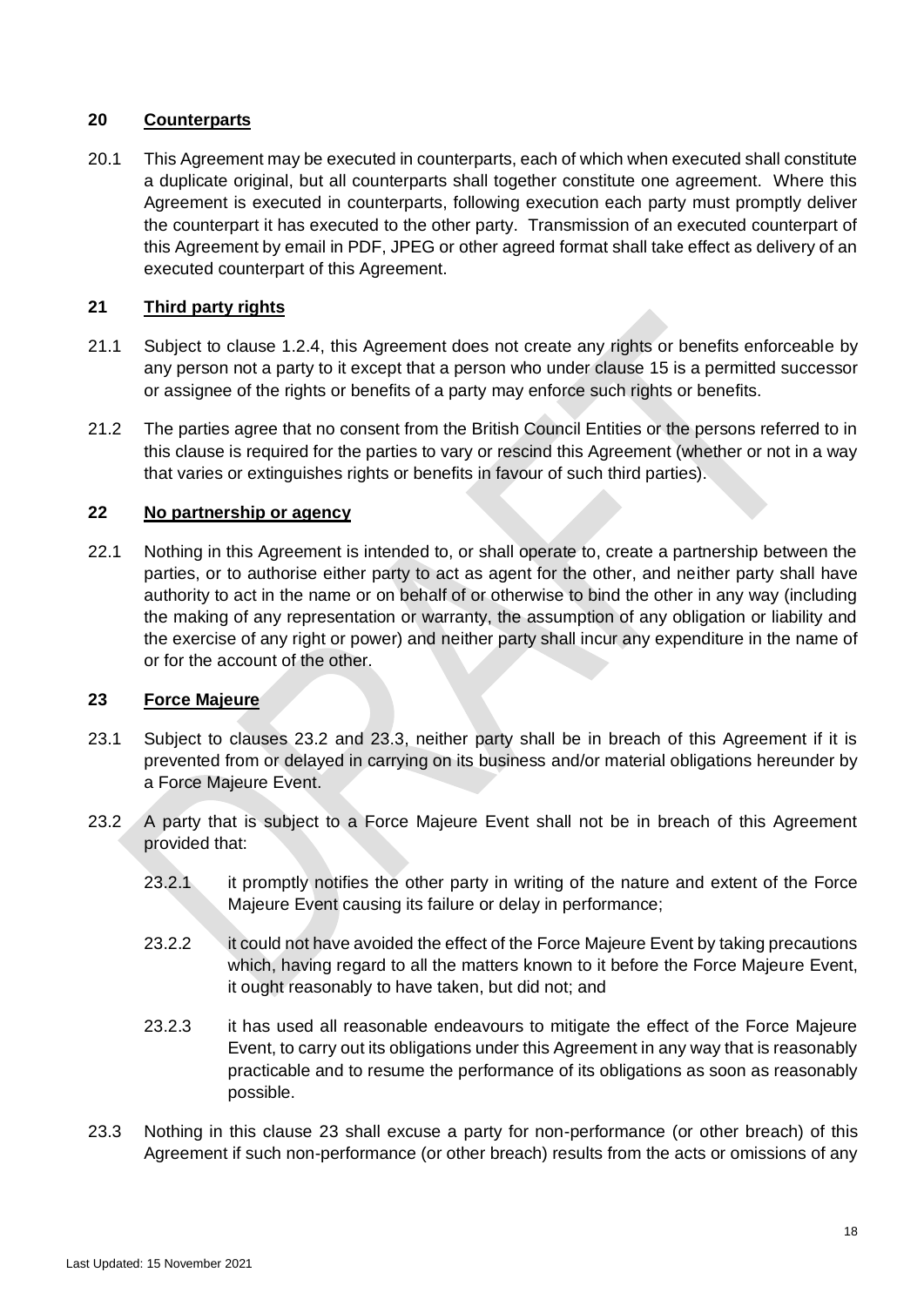## 20 Counterparts

20.1 This Agreement may be executed in counterparts, each of which when executed shall constitute a duplicate original, but all counterparts shall together constitute one agreement. Where this Agreement is executed in counterparts, following execution each party must promptly deliver the counterpart it has executed to the other party. Transmission of an executed counterpart of this Agreement by email in PDF, JPEG or other agreed format shall take effect as delivery of an executed counterpart of this Agreement.

## 21 Third party rights

21.1 Subject to clause 1.2.4, this Agreement does not create any rights or benefits enforceable by any person not a party to it except that a person who under clause 15 is a permitted successor or assignee of the rights or benefits of a party may enforce such rights or benefits.

21.2 The parties agree that no consent from the British Council Entities or the persons referred to in this clause is required for the parties to vary or rescind this Agreement (whether or not in a way that varies or extinguishes rights or benefits in favour of such third parties).

## 22 No partnership or agency

22.1 Nothing in this Agreement is intended to, or shall operate to, create a partnership between the parties, or to authorise either party to act as agent for the other, and neither party shall have authority to act in the name or on behalf of or otherwise to bind the other in any way (including the making of any representation or warranty, the assumption of any obligation or liability and the exercise of any right or power) and neither party shall incur any expenditure in the name of or for the account of the other.

## 23 Force Majeure

23.1 Subject to clauses 23.2 and 23.3, neither party shall be in breach of this Agreement if it is prevented from or delayed in carrying on its business and/or material obligations hereunder by a Force Majeure Event.

23.2 A party that is subject to a Force Majeure Event shall not be in breach of this Agreement provided that:

23.2.1 it promptly notifies the other party in writing of the nature and extent of the Force Majeure Event causing its failure or delay in performance;

23.2.2 it could not have avoided the effect of the Force Majeure Event by taking precautions which, having regard to all the matters known to it before the Force Majeure Event, it ought reasonably to have taken, but did not; and

23.2.3 it has used all reasonable endeavours to mitigate the effect of the Force Majeure Event, to carry out its obligations under this Agreement in any way that is reasonably practicable and to resume the performance of its obligations as soon as reasonably possible.

23.3 Nothing in this clause 23 shall excuse a party for non-performance (or other breach) of this Agreement if such non-performance (or other breach) results from the acts or omissions of any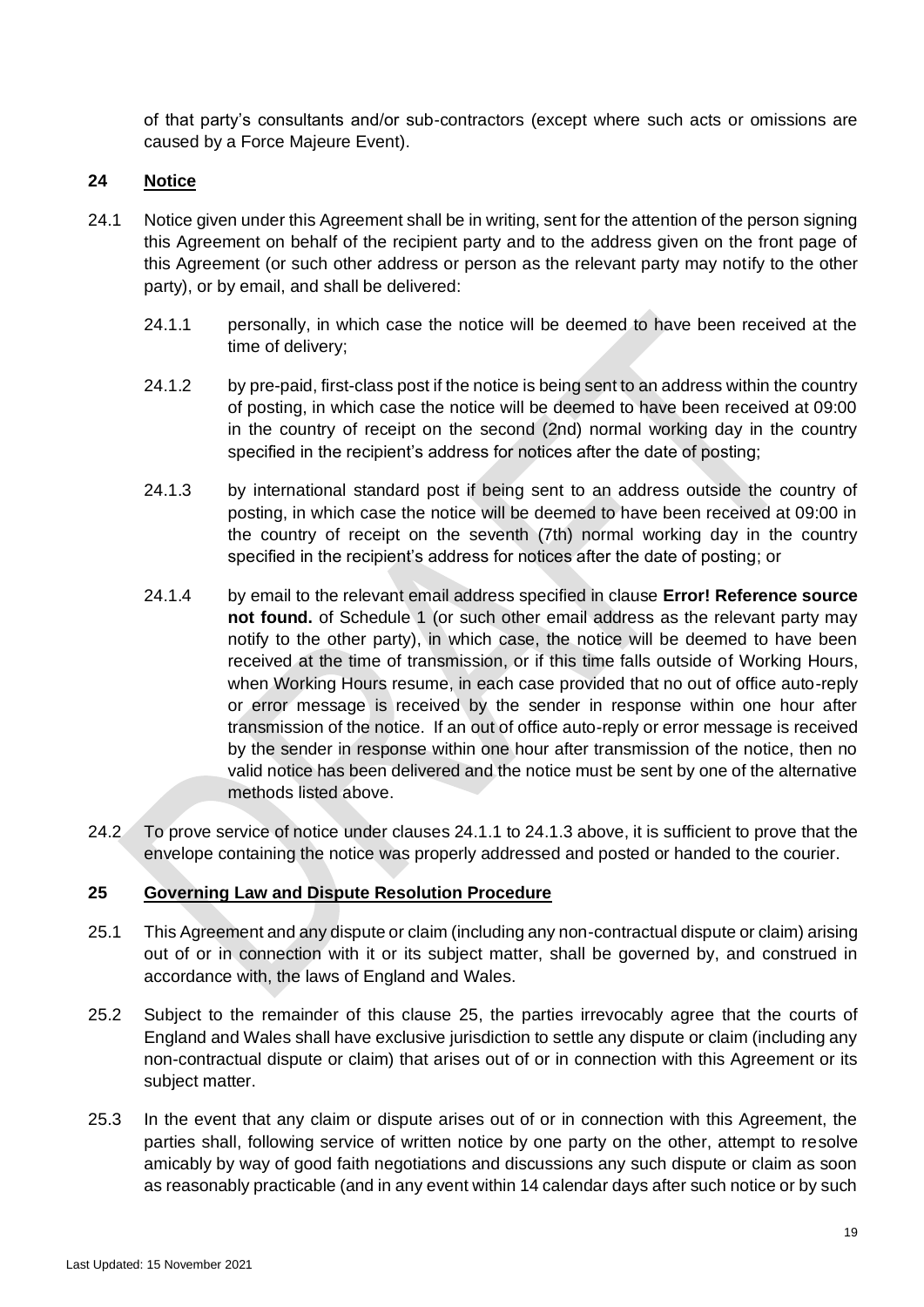of that party's consultants and/or sub-contractors (except where such acts or omissions are caused by a Force Majeure Event).

## 24 Notice

24.1 Notice given under this Agreement shall be in writing, sent for the attention of the person signing this Agreement on behalf of the recipient party and to the address given on the front page of this Agreement (or such other address or person as the relevant party may notify to the other party), or by email, and shall be delivered:

24.1.1 personally, in which case the notice will be deemed to have been received at the time of delivery;

24.1.2 by pre-paid, first-class post if the notice is being sent to an address within the country of posting, in which case the notice will be deemed to have been received at 09:00 in the country of receipt on the second (2nd) normal working day in the country specified in the recipient's address for notices after the date of posting;

24.1.3 by international standard post if being sent to an address outside the country of posting, in which case the notice will be deemed to have been received at 09:00 in the country of receipt on the seventh (7th) normal working day in the country specified in the recipient's address for notices after the date of posting; or

24.1.4 by email to the relevant email address specified in clause **Error! Reference source not found.** of Schedule 1 (or such other email address as the relevant party may notify to the other party), in which case, the notice will be deemed to have been received at the time of transmission, or if this time falls outside of Working Hours, when Working Hours resume, in each case provided that no out of office auto-reply or error message is received by the sender in response within one hour after transmission of the notice. If an out of office auto-reply or error message is received by the sender in response within one hour after transmission of the notice, then no valid notice has been delivered and the notice must be sent by one of the alternative methods listed above.

24.2 To prove service of notice under clauses 24.1.1 to 24.1.3 above, it is sufficient to prove that the envelope containing the notice was properly addressed and posted or handed to the courier.

## 25 Governing Law and Dispute Resolution Procedure

25.1 This Agreement and any dispute or claim (including any non-contractual dispute or claim) arising out of or in connection with it or its subject matter, shall be governed by, and construed in accordance with, the laws of England and Wales.

25.2 Subject to the remainder of this clause 25, the parties irrevocably agree that the courts of England and Wales shall have exclusive jurisdiction to settle any dispute or claim (including any non-contractual dispute or claim) that arises out of or in connection with this Agreement or its subject matter.

25.3 In the event that any claim or dispute arises out of or in connection with this Agreement, the parties shall, following service of written notice by one party on the other, attempt to resolve amicably by way of good faith negotiations and discussions any such dispute or claim as soon as reasonably practicable (and in any event within 14 calendar days after such notice or by such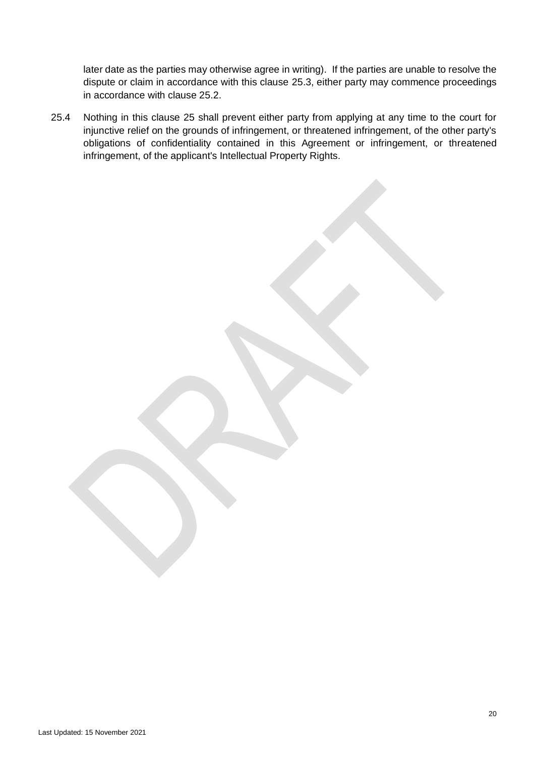later date as the parties may otherwise agree in writing). If the parties are unable to resolve the dispute or claim in accordance with this clause 25.3, either party may commence proceedings in accordance with clause 25.2.

25.4 Nothing in this clause 25 shall prevent either party from applying at any time to the court for injunctive relief on the grounds of infringement, or threatened infringement, of the other party's obligations of confidentiality contained in this Agreement or infringement, or threatened infringement, of the applicant's Intellectual Property Rights.